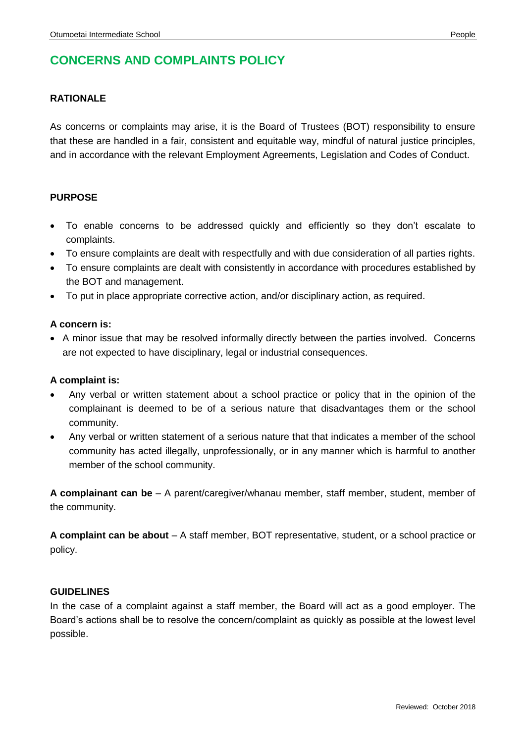# CONCERNS AND COMPLAINTS POLICY

## RATIONALE

As concerns or complaints may arise, it is the Board of Trustees (BOT) responsibility to ensure that these are handled in a fair, consistent and equitable way, mindful of natural justice principles, and in accordance with the relevant Employment Agreements, Legislation and Codes of Conduct.

## PURPOSE

- To enable concerns to be addressed quickly and efficiently so they don't escalate to complaints.
- To ensure complaints are dealt with respectfully and with due consideration of all parties rights.
- To ensure complaints are dealt with consistently in accordance with procedures established by the BOT and management.
- To put in place appropriate corrective action, and/or disciplinary action, as required.

**A concern is:**

- A minor issue that may be resolved informally directly between the parties involved. Concerns are not expected to have disciplinary, legal or industrial consequences.

**A complaint is:**

- Any verbal or written statement about a school practice or policy that in the opinion of the complainant is deemed to be of a serious nature that disadvantages them or the school community.
- Any verbal or written statement of a serious nature that that indicates a member of the school community has acted illegally, unprofessionally, or in any manner which is harmful to another member of the school community.

**A complainant can be** – A parent/caregiver/whanau member, staff member, student, member of the community.

**A complaint can be about** – A staff member, BOT representative, student, or a school practice or policy.

## GUIDELINES

In the case of a complaint against a staff member, the Board will act as a good employer. The Board's actions shall be to resolve the concern/complaint as quickly as possible at the lowest level possible.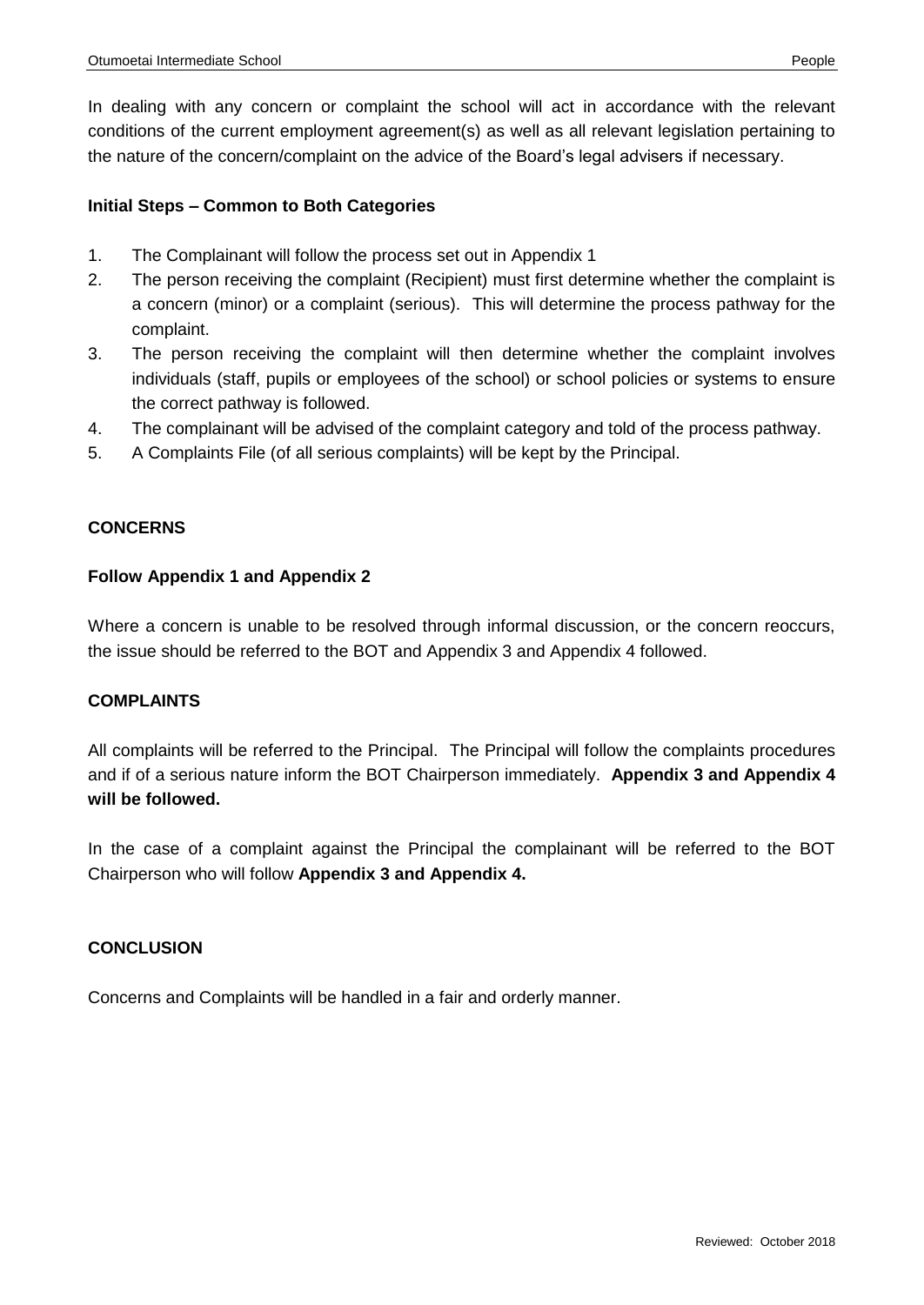In dealing with any concern or complaint the school will act in accordance with the relevant conditions of the current employment agreement(s) as well as all relevant legislation pertaining to the nature of the concern/complaint on the advice of the Board's legal advisers if necessary.

**Initial Steps – Common to Both Categories**

1. The Complainant will follow the process set out in Appendix 1
2. The person receiving the complaint (Recipient) must first determine whether the complaint is a concern (minor) or a complaint (serious). This will determine the process pathway for the complaint.
3. The person receiving the complaint will then determine whether the complaint involves individuals (staff, pupils or employees of the school) or school policies or systems to ensure the correct pathway is followed.
4. The complainant will be advised of the complaint category and told of the process pathway.
5. A Complaints File (of all serious complaints) will be kept by the Principal.

**CONCERNS**

**Follow Appendix 1 and Appendix 2**

Where a concern is unable to be resolved through informal discussion, or the concern reoccurs, the issue should be referred to the BOT and Appendix 3 and Appendix 4 followed.

**COMPLAINTS**

All complaints will be referred to the Principal. The Principal will follow the complaints procedures and if of a serious nature inform the BOT Chairperson immediately. **Appendix 3 and Appendix 4 will be followed.**

In the case of a complaint against the Principal the complainant will be referred to the BOT Chairperson who will follow **Appendix 3 and Appendix 4.**

**CONCLUSION**

Concerns and Complaints will be handled in a fair and orderly manner.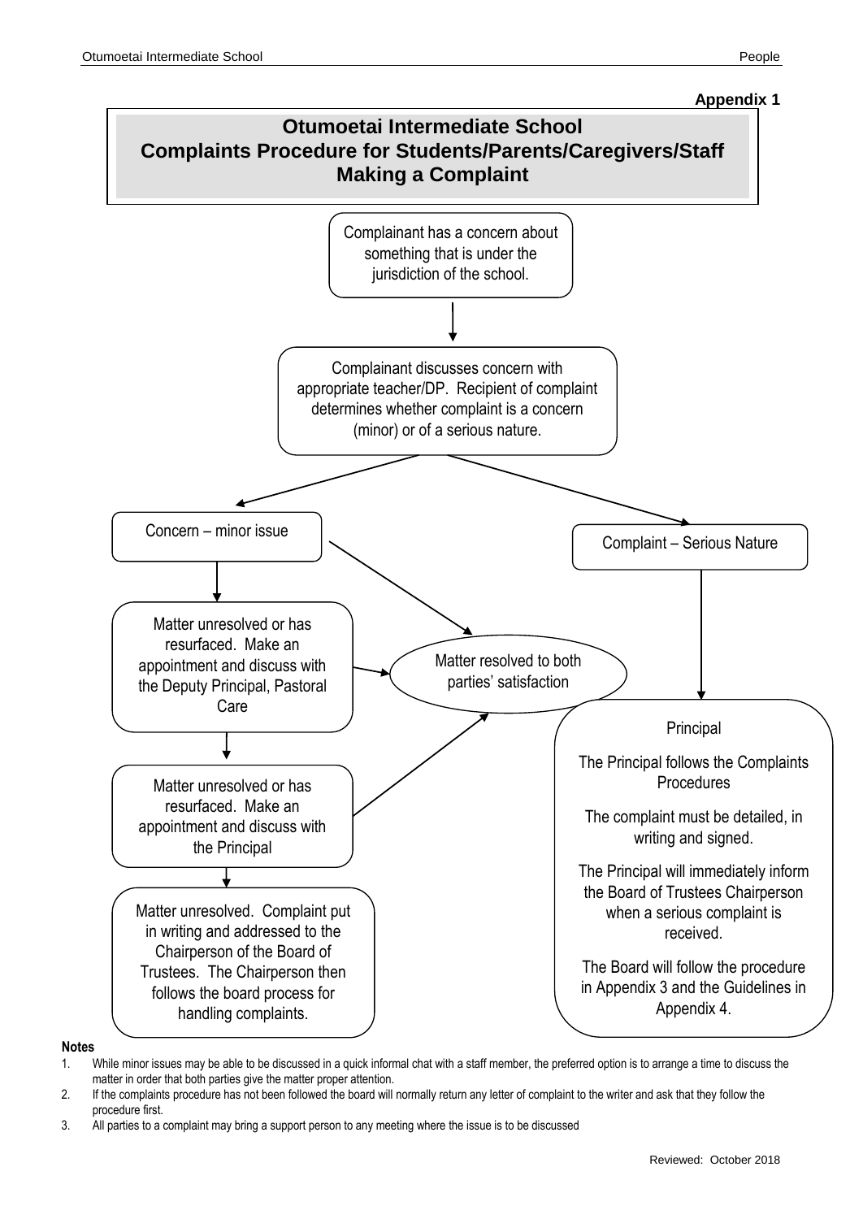**Appendix 1**

# Otumoetai Intermediate School
## Complaints Procedure for Students/Parents/Caregivers/Staff
## Making a Complaint

Complainant has a concern about something that is under the jurisdiction of the school.

↓

Complainant discusses concern with appropriate teacher/DP. Recipient of complaint determines whether complaint is a concern (minor) or of a serious nature.

**Concern – minor issue**

- → Matter resolved to both parties' satisfaction
- ↓ Matter unresolved or has resurfaced. Make an appointment and discuss with the Deputy Principal, Pastoral Care
  - → Matter resolved to both parties' satisfaction
  - ↓ Matter unresolved or has resurfaced. Make an appointment and discuss with the Principal
    - → Matter resolved to both parties' satisfaction
    - ↓ Matter unresolved. Complaint put in writing and addressed to the Chairperson of the Board of Trustees. The Chairperson then follows the board process for handling complaints.

**Complaint – Serious Nature**

↓

Principal

The Principal follows the Complaints Procedures

The complaint must be detailed, in writing and signed.

The Principal will immediately inform the Board of Trustees Chairperson when a serious complaint is received.

The Board will follow the procedure in Appendix 3 and the Guidelines in Appendix 4.

**Notes**

1. While minor issues may be able to be discussed in a quick informal chat with a staff member, the preferred option is to arrange a time to discuss the matter in order that both parties give the matter proper attention.
2. If the complaints procedure has not been followed the board will normally return any letter of complaint to the writer and ask that they follow the procedure first.
3. All parties to a complaint may bring a support person to any meeting where the issue is to be discussed

Reviewed: October 2018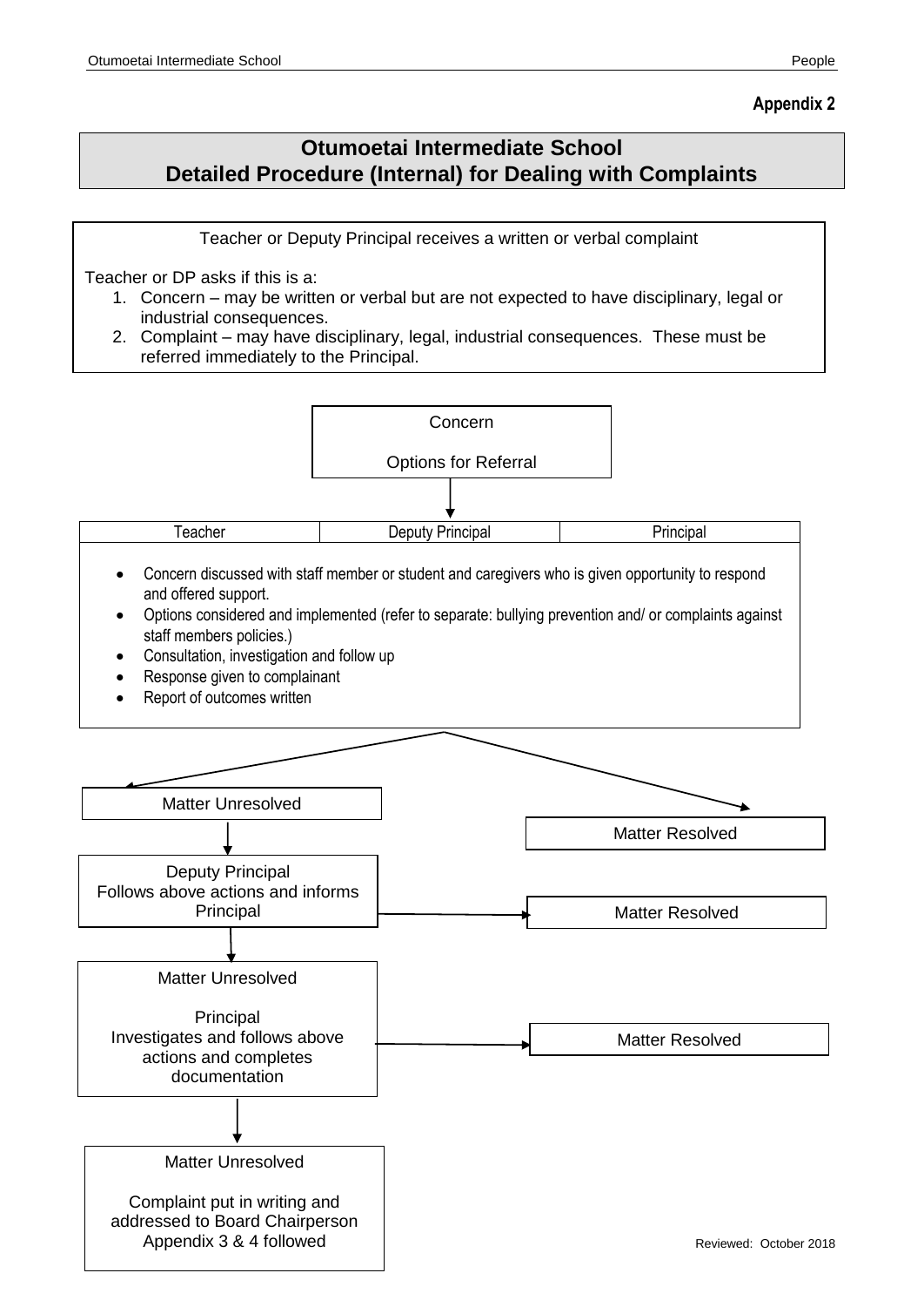**Appendix 2**

# Otumoetai Intermediate School
## Detailed Procedure (Internal) for Dealing with Complaints

Teacher or Deputy Principal receives a written or verbal complaint

Teacher or DP asks if this is a:

1. Concern – may be written or verbal but are not expected to have disciplinary, legal or industrial consequences.
2. Complaint – may have disciplinary, legal, industrial consequences. These must be referred immediately to the Principal.

Concern

Options for Referral

| Teacher | Deputy Principal | Principal |
| --- | --- | --- |

- Concern discussed with staff member or student and caregivers who is given opportunity to respond and offered support.
- Options considered and implemented (refer to separate: bullying prevention and/ or complaints against staff members policies.)
- Consultation, investigation and follow up
- Response given to complainant
- Report of outcomes written

Matter Unresolved

Matter Resolved

Deputy Principal
Follows above actions and informs Principal

Matter Resolved

Matter Unresolved

Principal
Investigates and follows above actions and completes documentation

Matter Resolved

Matter Unresolved

Complaint put in writing and addressed to Board Chairperson
Appendix 3 & 4 followed

Reviewed: October 2018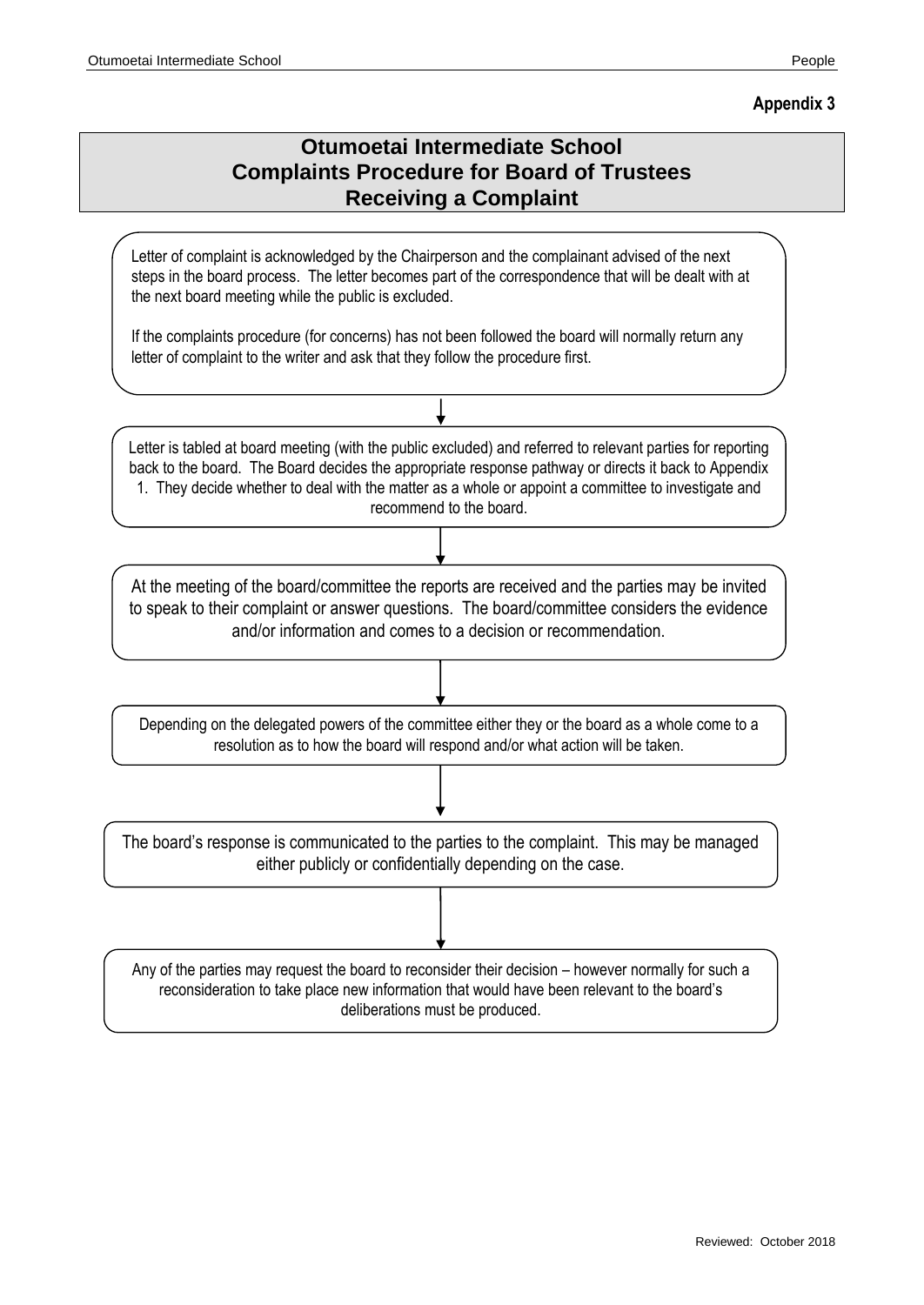**Appendix 3**

# Otumoetai Intermediate School
## Complaints Procedure for Board of Trustees
## Receiving a Complaint

Letter of complaint is acknowledged by the Chairperson and the complainant advised of the next steps in the board process. The letter becomes part of the correspondence that will be dealt with at the next board meeting while the public is excluded.

If the complaints procedure (for concerns) has not been followed the board will normally return any letter of complaint to the writer and ask that they follow the procedure first.

↓

Letter is tabled at board meeting (with the public excluded) and referred to relevant parties for reporting back to the board. The Board decides the appropriate response pathway or directs it back to Appendix 1. They decide whether to deal with the matter as a whole or appoint a committee to investigate and recommend to the board.

↓

At the meeting of the board/committee the reports are received and the parties may be invited to speak to their complaint or answer questions. The board/committee considers the evidence and/or information and comes to a decision or recommendation.

↓

Depending on the delegated powers of the committee either they or the board as a whole come to a resolution as to how the board will respond and/or what action will be taken.

↓

The board's response is communicated to the parties to the complaint. This may be managed either publicly or confidentially depending on the case.

↓

Any of the parties may request the board to reconsider their decision – however normally for such a reconsideration to take place new information that would have been relevant to the board's deliberations must be produced.

Reviewed: October 2018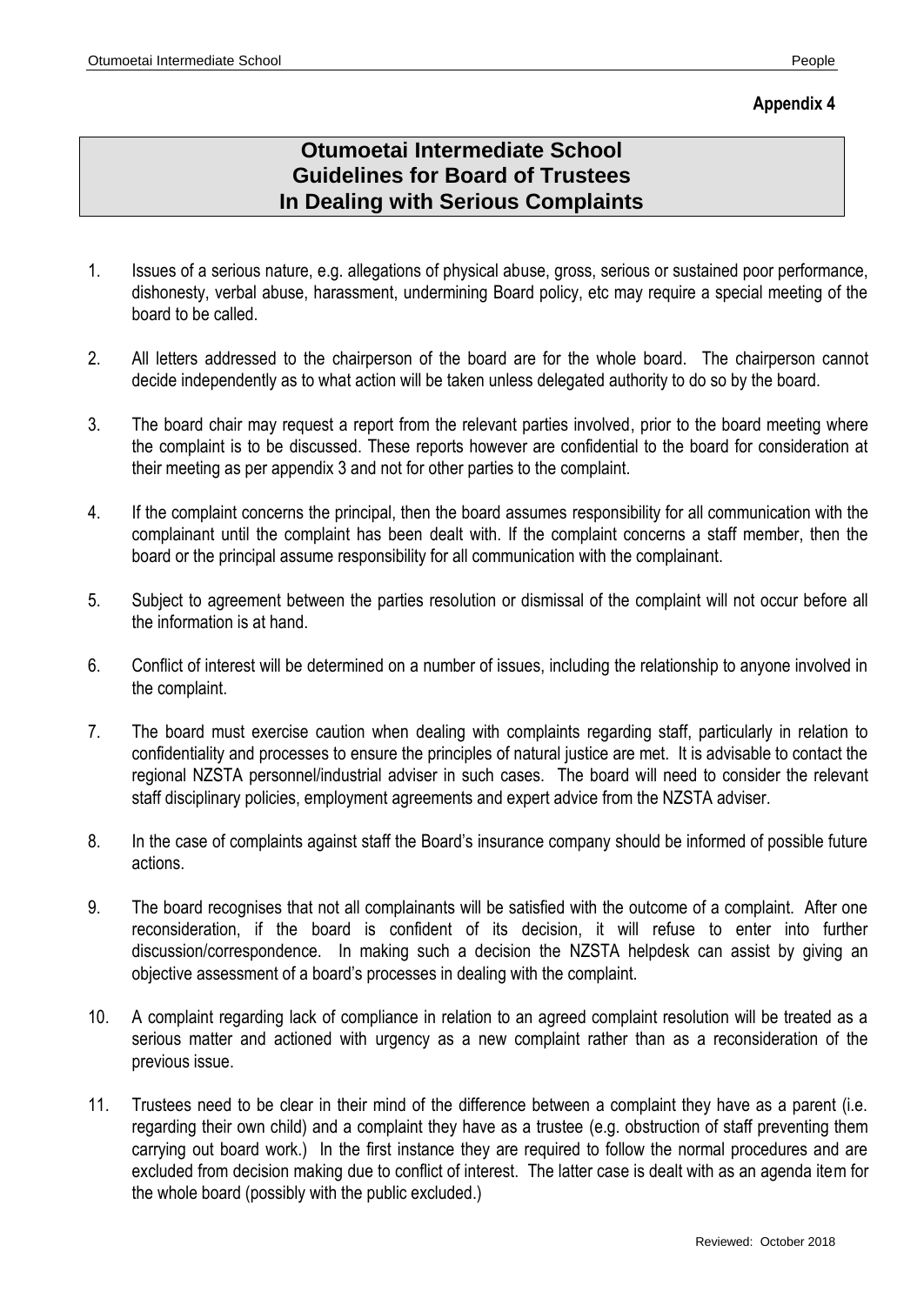**Appendix 4**

# Otumoetai Intermediate School Guidelines for Board of Trustees In Dealing with Serious Complaints

1. Issues of a serious nature, e.g. allegations of physical abuse, gross, serious or sustained poor performance, dishonesty, verbal abuse, harassment, undermining Board policy, etc may require a special meeting of the board to be called.

2. All letters addressed to the chairperson of the board are for the whole board. The chairperson cannot decide independently as to what action will be taken unless delegated authority to do so by the board.

3. The board chair may request a report from the relevant parties involved, prior to the board meeting where the complaint is to be discussed. These reports however are confidential to the board for consideration at their meeting as per appendix 3 and not for other parties to the complaint.

4. If the complaint concerns the principal, then the board assumes responsibility for all communication with the complainant until the complaint has been dealt with. If the complaint concerns a staff member, then the board or the principal assume responsibility for all communication with the complainant.

5. Subject to agreement between the parties resolution or dismissal of the complaint will not occur before all the information is at hand.

6. Conflict of interest will be determined on a number of issues, including the relationship to anyone involved in the complaint.

7. The board must exercise caution when dealing with complaints regarding staff, particularly in relation to confidentiality and processes to ensure the principles of natural justice are met. It is advisable to contact the regional NZSTA personnel/industrial adviser in such cases. The board will need to consider the relevant staff disciplinary policies, employment agreements and expert advice from the NZSTA adviser.

8. In the case of complaints against staff the Board's insurance company should be informed of possible future actions.

9. The board recognises that not all complainants will be satisfied with the outcome of a complaint. After one reconsideration, if the board is confident of its decision, it will refuse to enter into further discussion/correspondence. In making such a decision the NZSTA helpdesk can assist by giving an objective assessment of a board's processes in dealing with the complaint.

10. A complaint regarding lack of compliance in relation to an agreed complaint resolution will be treated as a serious matter and actioned with urgency as a new complaint rather than as a reconsideration of the previous issue.

11. Trustees need to be clear in their mind of the difference between a complaint they have as a parent (i.e. regarding their own child) and a complaint they have as a trustee (e.g. obstruction of staff preventing them carrying out board work.) In the first instance they are required to follow the normal procedures and are excluded from decision making due to conflict of interest. The latter case is dealt with as an agenda item for the whole board (possibly with the public excluded.)

Reviewed: October 2018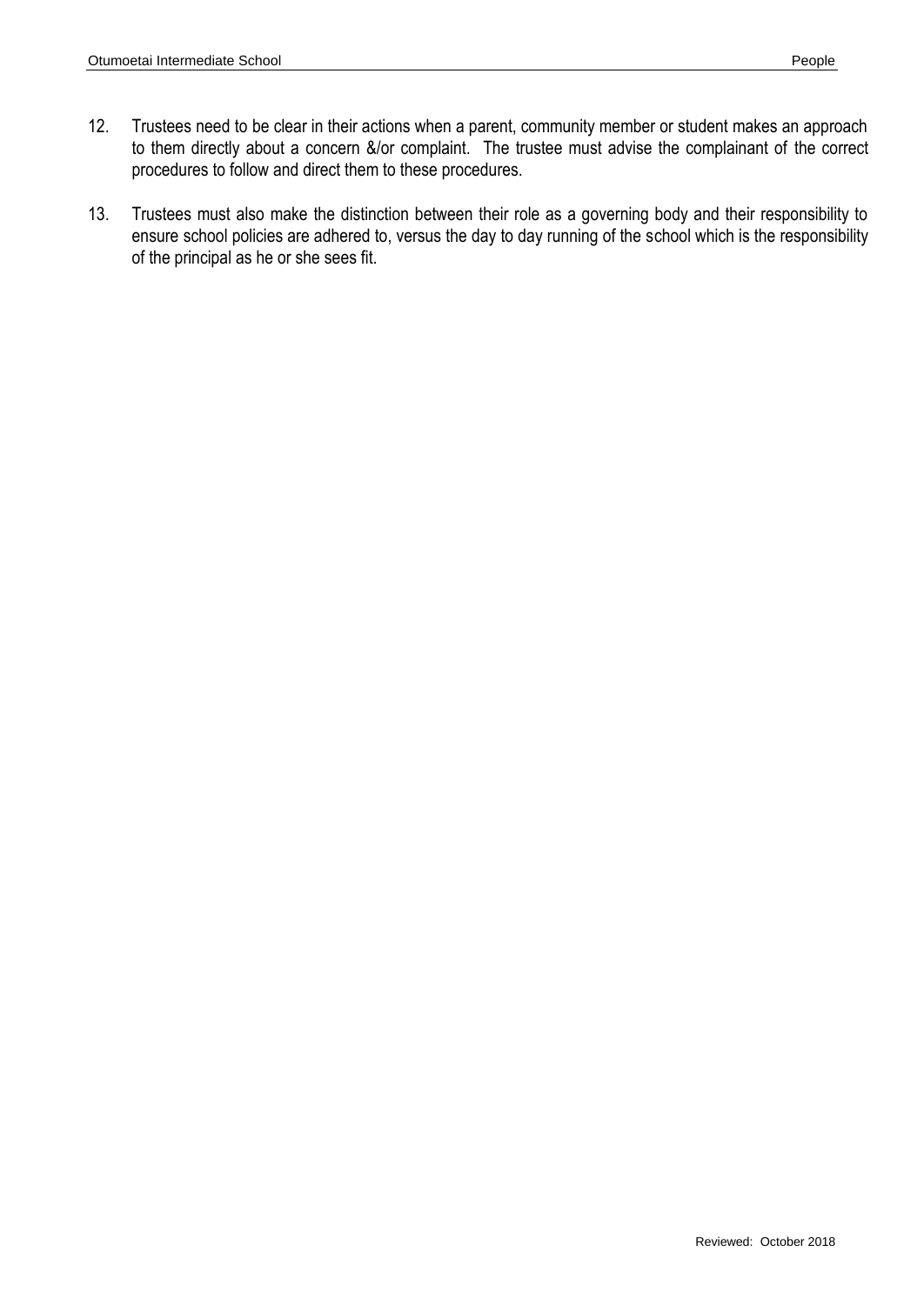12. Trustees need to be clear in their actions when a parent, community member or student makes an approach to them directly about a concern &/or complaint. The trustee must advise the complainant of the correct procedures to follow and direct them to these procedures.

13. Trustees must also make the distinction between their role as a governing body and their responsibility to ensure school policies are adhered to, versus the day to day running of the school which is the responsibility of the principal as he or she sees fit.